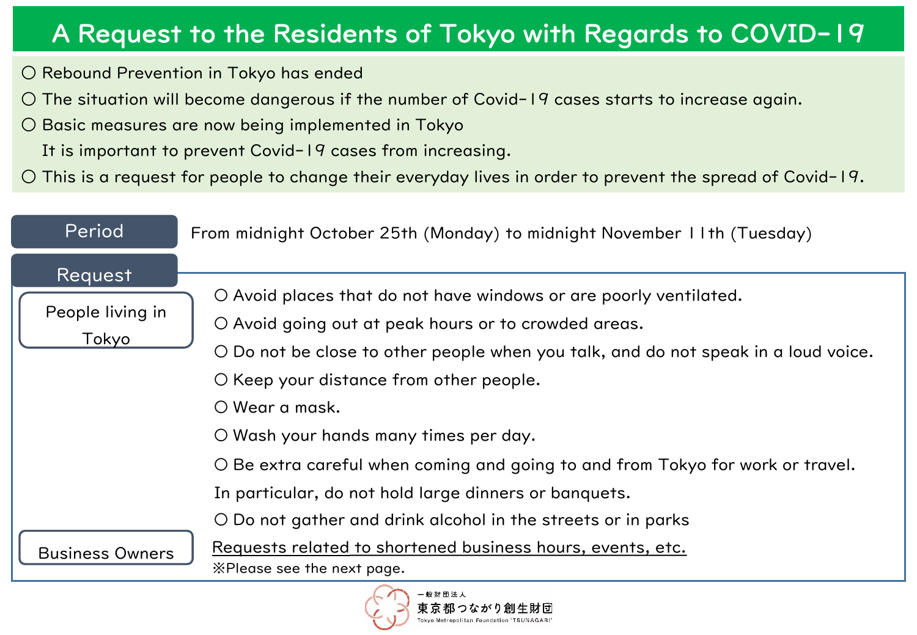# A Request to the Residents of Tokyo with Regards to COVID-19

- ○ Rebound Prevention in Tokyo has ended
- ○ The situation will become dangerous if the number of Covid-19 cases starts to increase again.
- ○ Basic measures are now being implemented in Tokyo
  It is important to prevent Covid-19 cases from increasing.
- ○ This is a request for people to change their everyday lives in order to prevent the spread of Covid-19.

**Period**

From midnight October 25th (Monday) to midnight November 11th (Tuesday)

**Request**

**People living in Tokyo**

- ○ Avoid places that do not have windows or are poorly ventilated.
- ○ Avoid going out at peak hours or to crowded areas.
- ○ Do not be close to other people when you talk, and do not speak in a loud voice.
- ○ Keep your distance from other people.
- ○ Wear a mask.
- ○ Wash your hands many times per day.
- ○ Be extra careful when coming and going to and from Tokyo for work or travel.
  In particular, do not hold large dinners or banquets.
- ○ Do not gather and drink alcohol in the streets or in parks

**Business Owners**

Requests related to shortened business hours, events, etc.
※Please see the next page.

一般財団法人 東京都つながり創生財団
Tokyo Metropolitan Foundation "TSUNAGARI"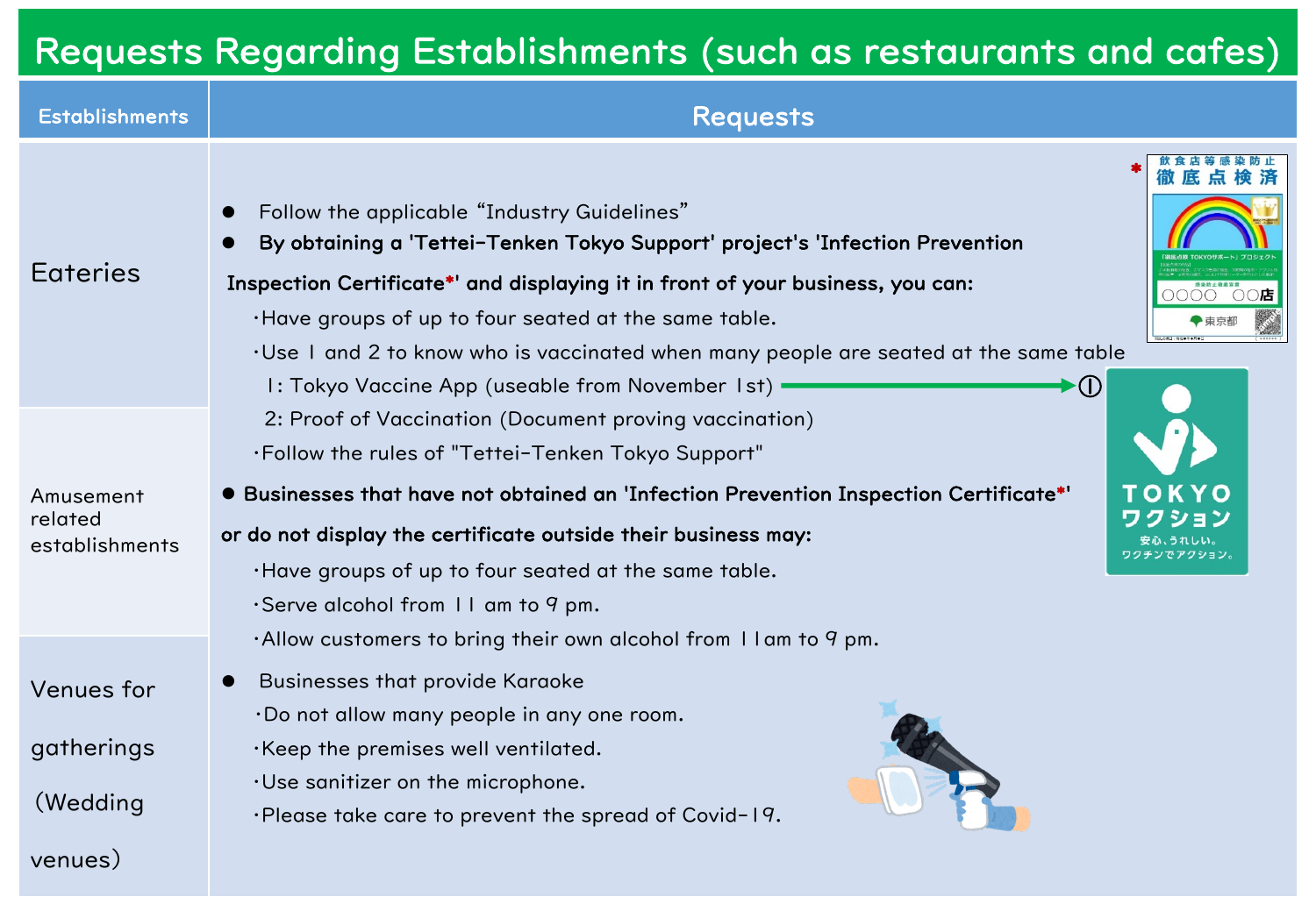# Requests Regarding Establishments (such as restaurants and cafes)

| Establishments | Requests |
| --- | --- |
| Eateries<br><br>Amusement related establishments<br><br>Venues for gatherings (Wedding venues) | ● Follow the applicable "Industry Guidelines"<br>● **By obtaining a 'Tettei-Tenken Tokyo Support' project's 'Infection Prevention Inspection Certificate*' and displaying it in front of your business, you can:**<br>・Have groups of up to four seated at the same table.<br>・Use 1 and 2 to know who is vaccinated when many people are seated at the same table<br>1: Tokyo Vaccine App (useable from November 1st) → ①<br>2: Proof of Vaccination (Document proving vaccination)<br>・Follow the rules of "Tettei-Tenken Tokyo Support"<br>● **Businesses that have not obtained an 'Infection Prevention Inspection Certificate*' or do not display the certificate outside their business may:**<br>・Have groups of up to four seated at the same table.<br>・Serve alcohol from 11 am to 9 pm.<br>・Allow customers to bring their own alcohol from 11am to 9 pm.<br>● Businesses that provide Karaoke<br>・Do not allow many people in any one room.<br>・Keep the premises well ventilated.<br>・Use sanitizer on the microphone.<br>・Please take care to prevent the spread of Covid-19. |

\* 飲食店等感染防止 徹底点検済

① TOKYO ワクション 安心、うれしい。ワクチンでアクション。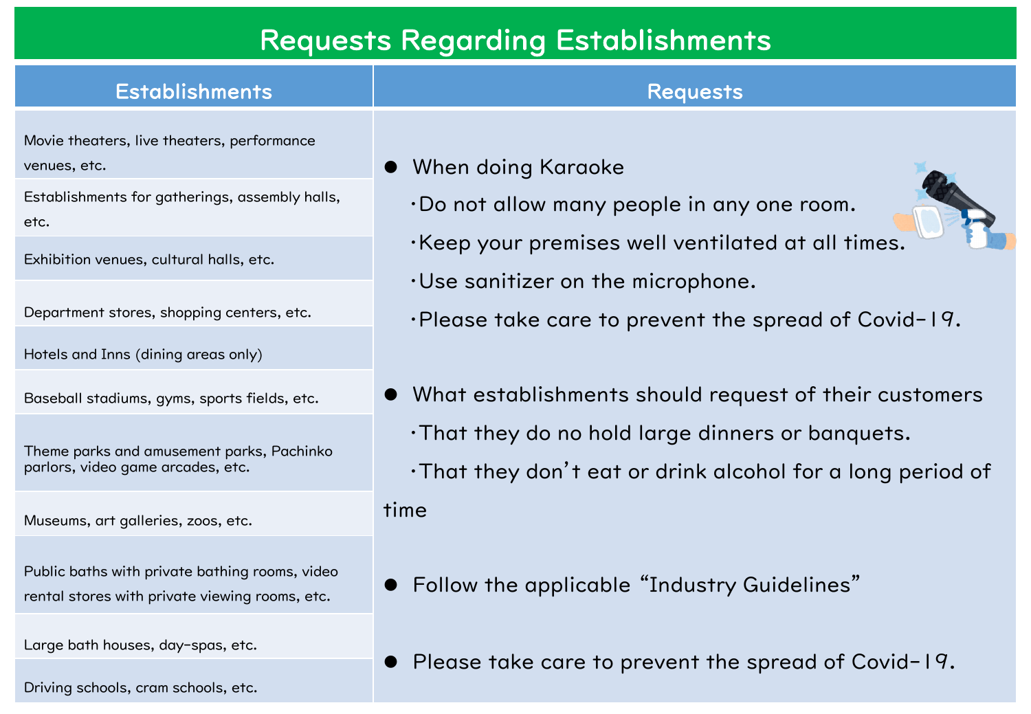# Requests Regarding Establishments

| Establishments | Requests |
| --- | --- |
| Movie theaters, live theaters, performance venues, etc.<br>Establishments for gatherings, assembly halls, etc.<br>Exhibition venues, cultural halls, etc.<br>Department stores, shopping centers, etc.<br>Hotels and Inns (dining areas only)<br>Baseball stadiums, gyms, sports fields, etc.<br>Theme parks and amusement parks, Pachinko parlors, video game arcades, etc.<br>Museums, art galleries, zoos, etc.<br>Public baths with private bathing rooms, video rental stores with private viewing rooms, etc.<br>Large bath houses, day-spas, etc.<br>Driving schools, cram schools, etc. | ● When doing Karaoke<br>・Do not allow many people in any one room.<br>・Keep your premises well ventilated at all times.<br>・Use sanitizer on the microphone.<br>・Please take care to prevent the spread of Covid-19.<br><br>● What establishments should request of their customers<br>・That they do no hold large dinners or banquets.<br>・That they don't eat or drink alcohol for a long period of time<br><br>● Follow the applicable "Industry Guidelines"<br><br>● Please take care to prevent the spread of Covid-19. |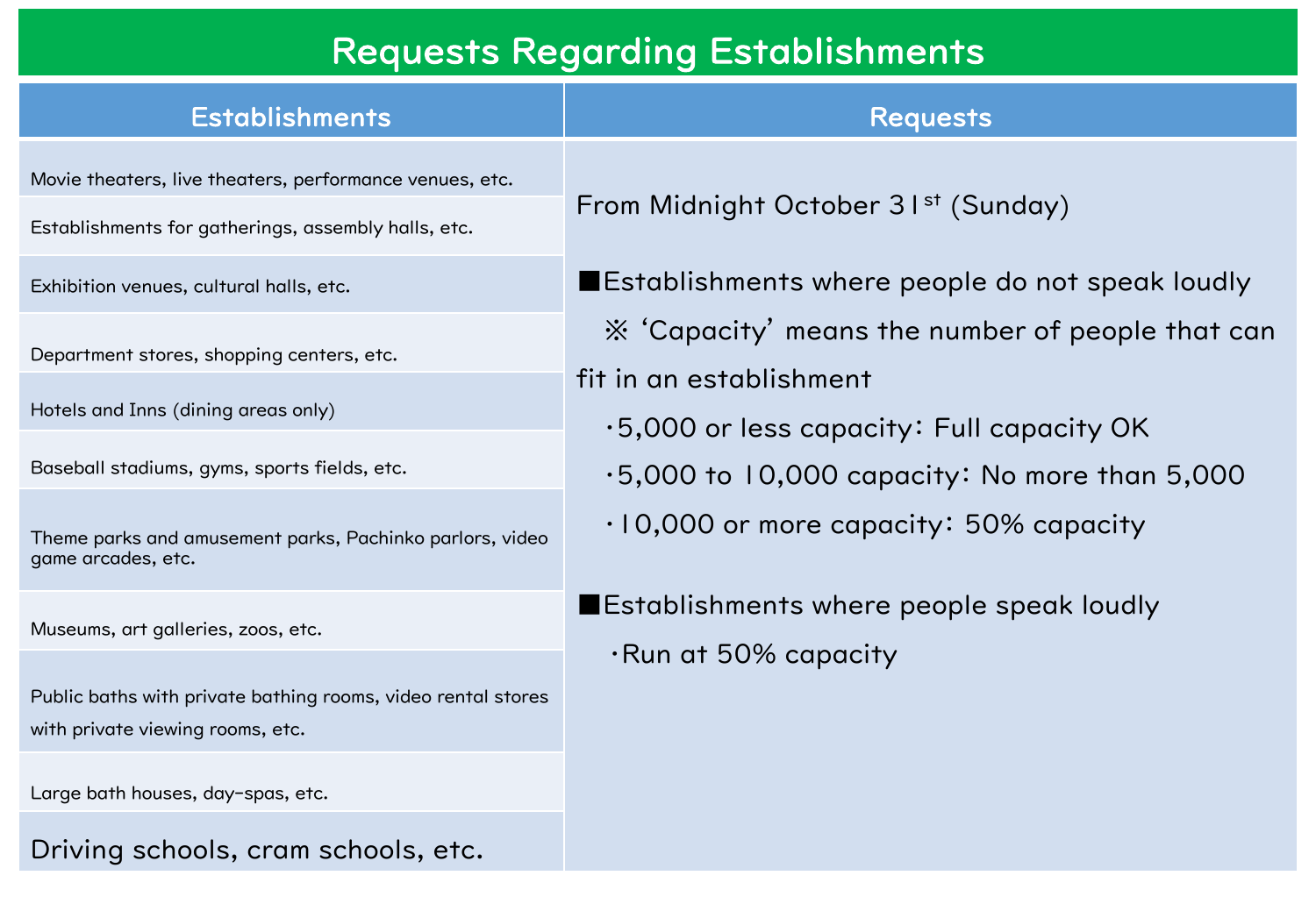# Requests Regarding Establishments

| Establishments | Requests |
|---|---|
| Movie theaters, live theaters, performance venues, etc. | From Midnight October 31st (Sunday)<br><br>■Establishments where people do not speak loudly<br>※ 'Capacity' means the number of people that can fit in an establishment<br>・5,000 or less capacity: Full capacity OK<br>・5,000 to 10,000 capacity: No more than 5,000<br>・10,000 or more capacity: 50% capacity<br><br>■Establishments where people speak loudly<br>・Run at 50% capacity |
| Establishments for gatherings, assembly halls, etc. | |
| Exhibition venues, cultural halls, etc. | |
| Department stores, shopping centers, etc. | |
| Hotels and Inns (dining areas only) | |
| Baseball stadiums, gyms, sports fields, etc. | |
| Theme parks and amusement parks, Pachinko parlors, video game arcades, etc. | |
| Museums, art galleries, zoos, etc. | |
| Public baths with private bathing rooms, video rental stores with private viewing rooms, etc. | |
| Large bath houses, day-spas, etc. | |
| Driving schools, cram schools, etc. | |